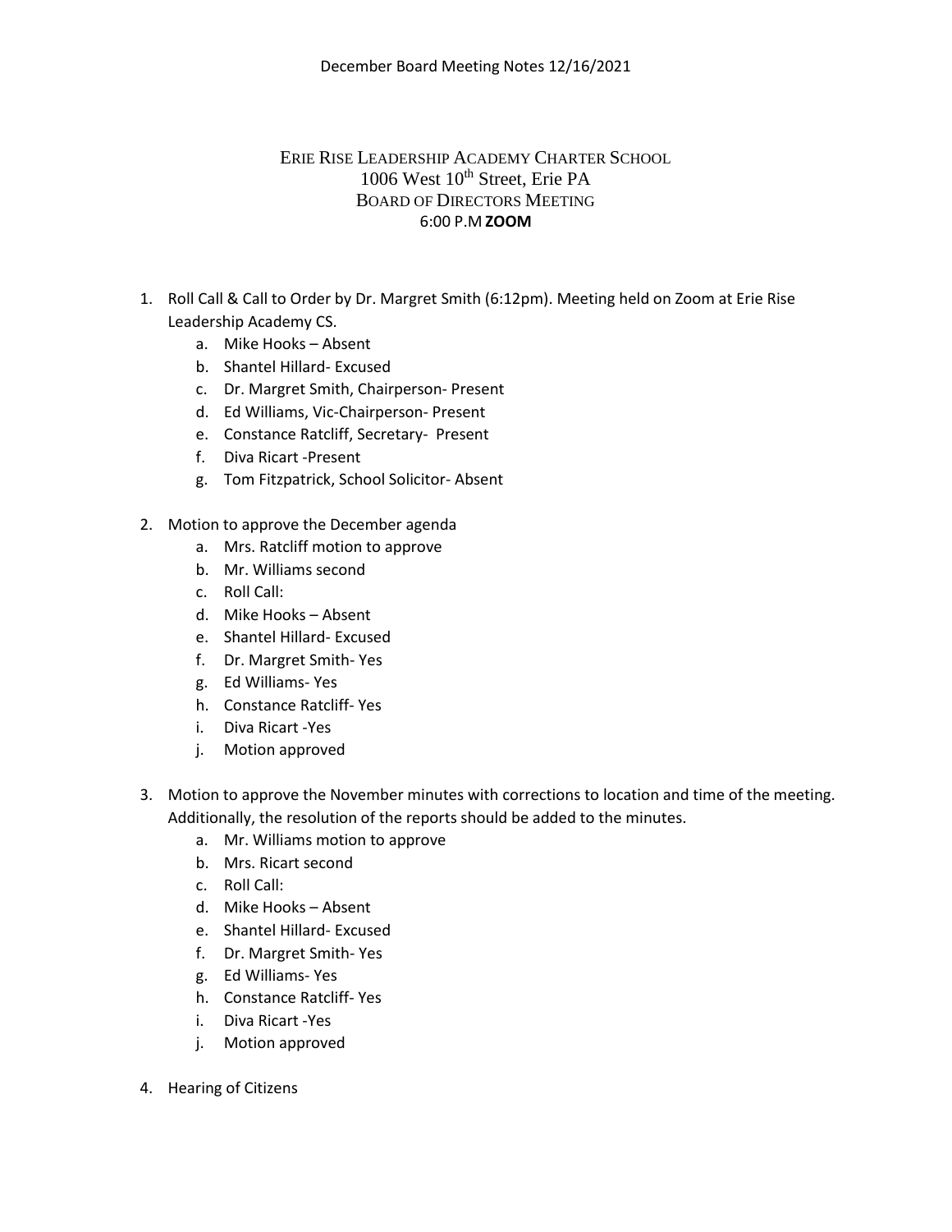December Board Meeting Notes 12/16/2021

# Erie Rise Leadership Academy Charter School

1006 West 10th Street, Erie PA

Board of Directors Meeting

6:00 P.M **ZOOM**

1. Roll Call & Call to Order by Dr. Margret Smith (6:12pm). Meeting held on Zoom at Erie Rise Leadership Academy CS.
    a. Mike Hooks – Absent
    b. Shantel Hillard- Excused
    c. Dr. Margret Smith, Chairperson- Present
    d. Ed Williams, Vic-Chairperson- Present
    e. Constance Ratcliff, Secretary- Present
    f. Diva Ricart -Present
    g. Tom Fitzpatrick, School Solicitor- Absent
2. Motion to approve the December agenda
    a. Mrs. Ratcliff motion to approve
    b. Mr. Williams second
    c. Roll Call:
    d. Mike Hooks – Absent
    e. Shantel Hillard- Excused
    f. Dr. Margret Smith- Yes
    g. Ed Williams- Yes
    h. Constance Ratcliff- Yes
    i. Diva Ricart -Yes
    j. Motion approved
3. Motion to approve the November minutes with corrections to location and time of the meeting. Additionally, the resolution of the reports should be added to the minutes.
    a. Mr. Williams motion to approve
    b. Mrs. Ricart second
    c. Roll Call:
    d. Mike Hooks – Absent
    e. Shantel Hillard- Excused
    f. Dr. Margret Smith- Yes
    g. Ed Williams- Yes
    h. Constance Ratcliff- Yes
    i. Diva Ricart -Yes
    j. Motion approved
4. Hearing of Citizens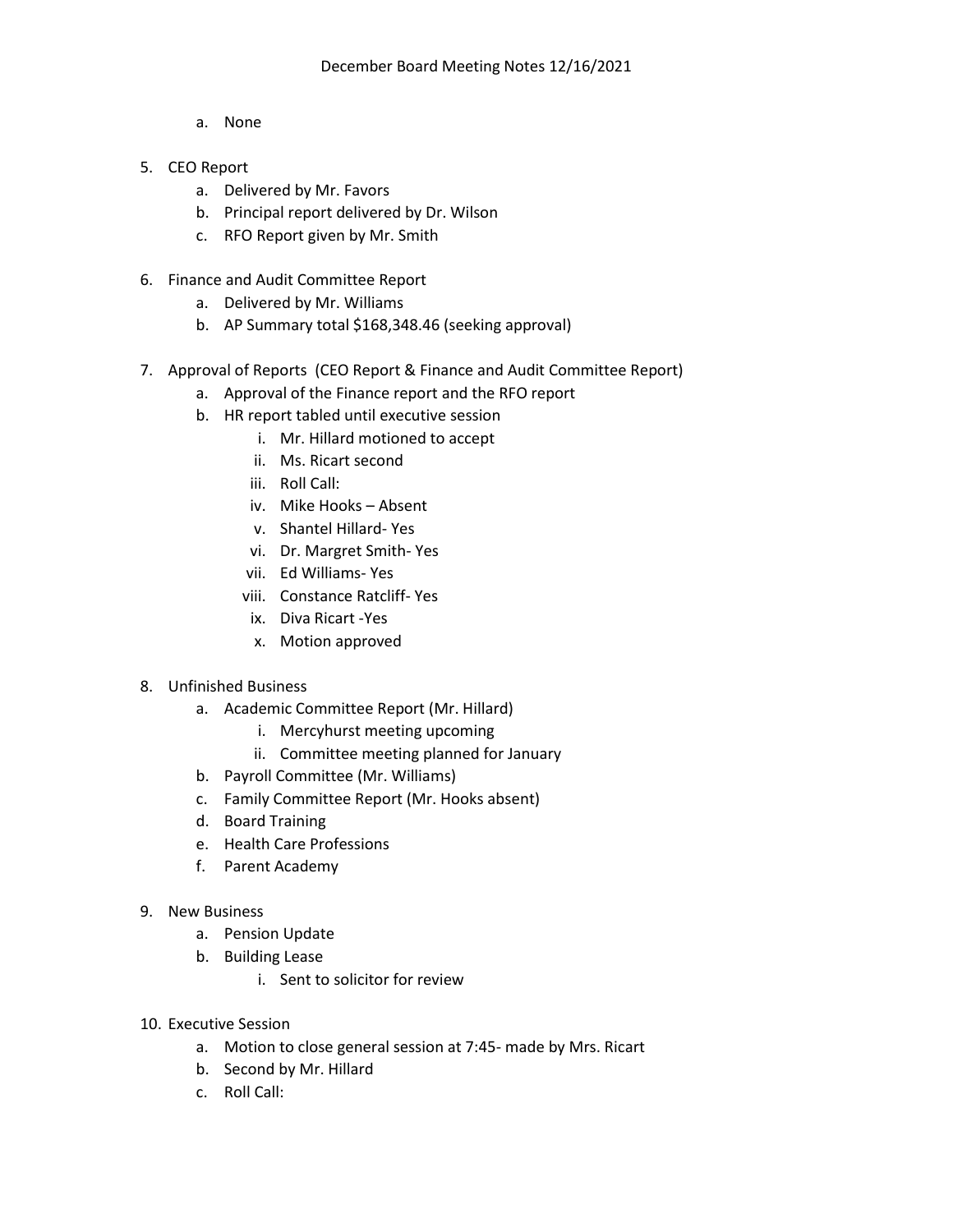a. None

5. CEO Report
    a. Delivered by Mr. Favors
    b. Principal report delivered by Dr. Wilson
    c. RFO Report given by Mr. Smith

6. Finance and Audit Committee Report
    a. Delivered by Mr. Williams
    b. AP Summary total $168,348.46 (seeking approval)

7. Approval of Reports (CEO Report & Finance and Audit Committee Report)
    a. Approval of the Finance report and the RFO report
    b. HR report tabled until executive session
        i. Mr. Hillard motioned to accept
        ii. Ms. Ricart second
        iii. Roll Call:
        iv. Mike Hooks – Absent
        v. Shantel Hillard- Yes
        vi. Dr. Margret Smith- Yes
        vii. Ed Williams- Yes
        viii. Constance Ratcliff- Yes
        ix. Diva Ricart -Yes
        x. Motion approved

8. Unfinished Business
    a. Academic Committee Report (Mr. Hillard)
        i. Mercyhurst meeting upcoming
        ii. Committee meeting planned for January
    b. Payroll Committee (Mr. Williams)
    c. Family Committee Report (Mr. Hooks absent)
    d. Board Training
    e. Health Care Professions
    f. Parent Academy

9. New Business
    a. Pension Update
    b. Building Lease
        i. Sent to solicitor for review

10. Executive Session
    a. Motion to close general session at 7:45- made by Mrs. Ricart
    b. Second by Mr. Hillard
    c. Roll Call: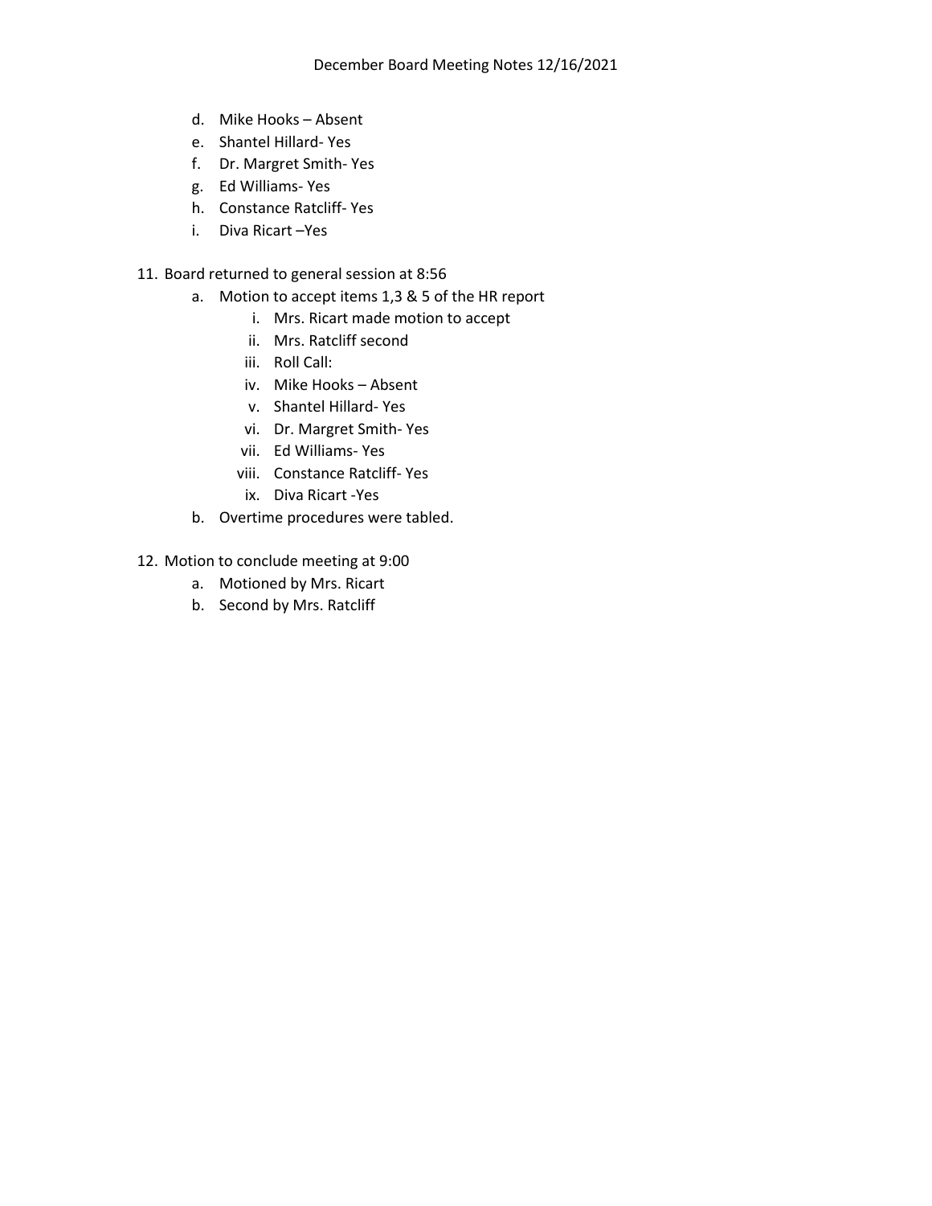d. Mike Hooks – Absent
   e. Shantel Hillard- Yes
   f. Dr. Margret Smith- Yes
   g. Ed Williams- Yes
   h. Constance Ratcliff- Yes
   i. Diva Ricart –Yes

11. Board returned to general session at 8:56
    a. Motion to accept items 1,3 & 5 of the HR report
       i. Mrs. Ricart made motion to accept
       ii. Mrs. Ratcliff second
       iii. Roll Call:
       iv. Mike Hooks – Absent
       v. Shantel Hillard- Yes
       vi. Dr. Margret Smith- Yes
       vii. Ed Williams- Yes
       viii. Constance Ratcliff- Yes
       ix. Diva Ricart -Yes
    b. Overtime procedures were tabled.

12. Motion to conclude meeting at 9:00
    a. Motioned by Mrs. Ricart
    b. Second by Mrs. Ratcliff